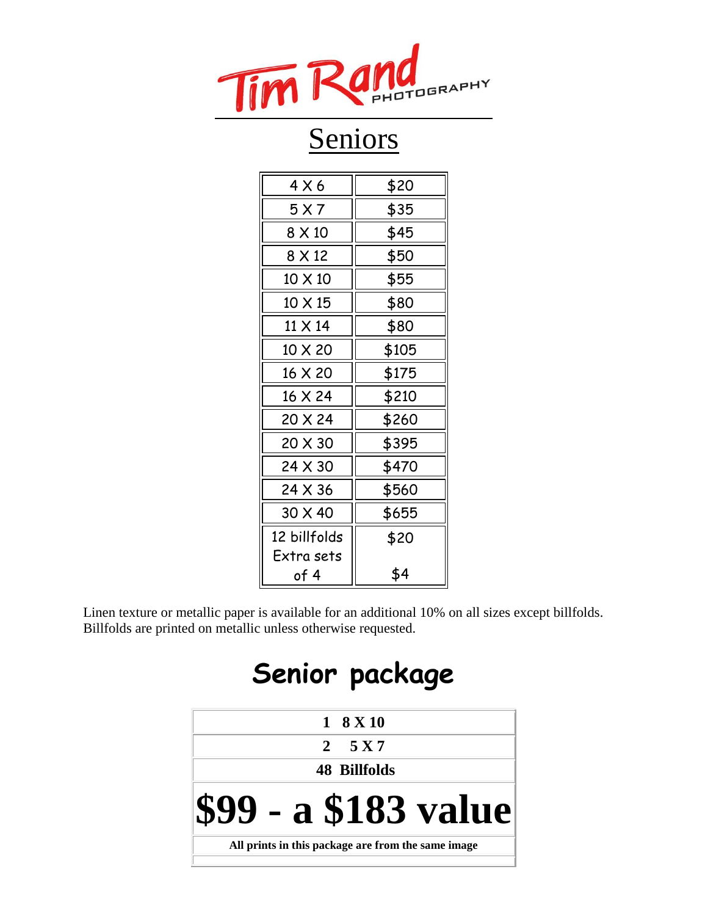# Tim Rand PHOTOGRAPHY

## Seniors

| Size | Price |
|---|---|
| 4 X 6 | $20 |
| 5 X 7 | $35 |
| 8 X 10 | $45 |
| 8 X 12 | $50 |
| 10 X 10 | $55 |
| 10 X 15 | $80 |
| 11 X 14 | $80 |
| 10 X 20 | $105 |
| 16 X 20 | $175 |
| 16 X 24 | $210 |
| 20 X 24 | $260 |
| 20 X 30 | $395 |
| 24 X 30 | $470 |
| 24 X 36 | $560 |
| 30 X 40 | $655 |
| 12 billfolds | $20 |
| Extra sets of 4 | $4 |

Linen texture or metallic paper is available for an additional 10% on all sizes except billfolds. Billfolds are printed on metallic unless otherwise requested.

## Senior package

| Senior package |
|---|
| **1 8 X 10** |
| **2 5 X 7** |
| **48 Billfolds** |
| **$99 - a $183 value** |
| **All prints in this package are from the same image** |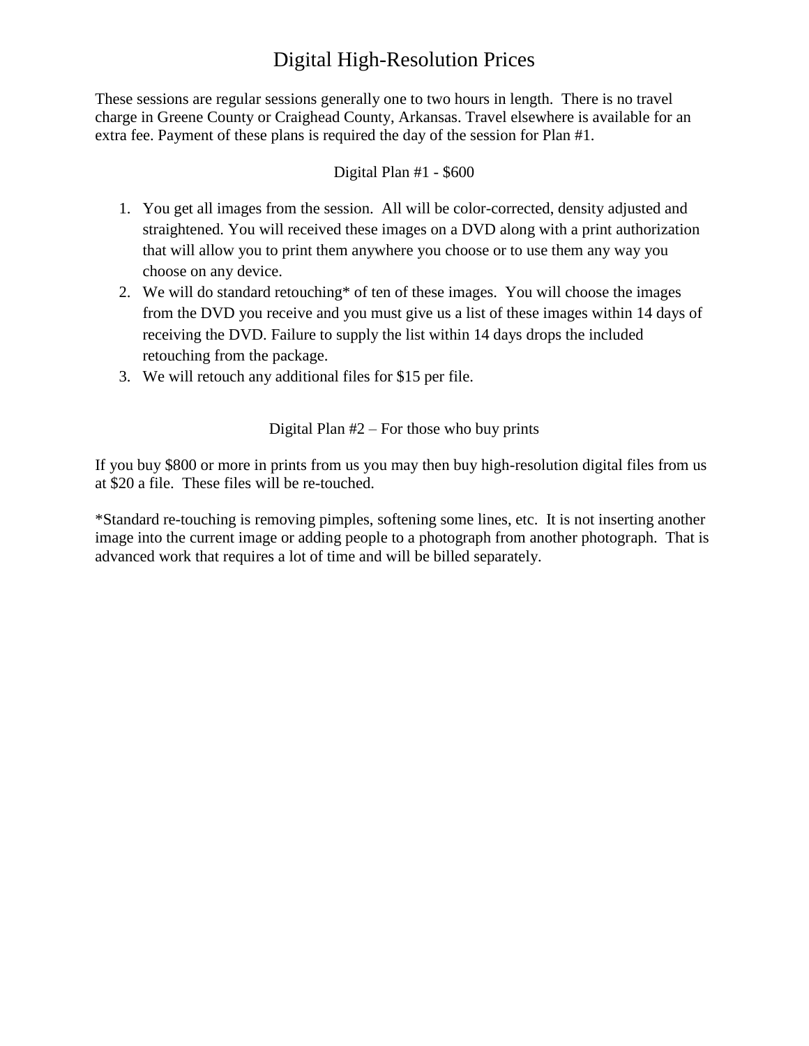# Digital High-Resolution Prices

These sessions are regular sessions generally one to two hours in length. There is no travel charge in Greene County or Craighead County, Arkansas. Travel elsewhere is available for an extra fee. Payment of these plans is required the day of the session for Plan #1.

## Digital Plan #1 - $600

1. You get all images from the session. All will be color-corrected, density adjusted and straightened. You will received these images on a DVD along with a print authorization that will allow you to print them anywhere you choose or to use them any way you choose on any device.
2. We will do standard retouching* of ten of these images. You will choose the images from the DVD you receive and you must give us a list of these images within 14 days of receiving the DVD. Failure to supply the list within 14 days drops the included retouching from the package.
3. We will retouch any additional files for $15 per file.

## Digital Plan #2 – For those who buy prints

If you buy $800 or more in prints from us you may then buy high-resolution digital files from us at $20 a file. These files will be re-touched.

*Standard re-touching is removing pimples, softening some lines, etc. It is not inserting another image into the current image or adding people to a photograph from another photograph. That is advanced work that requires a lot of time and will be billed separately.